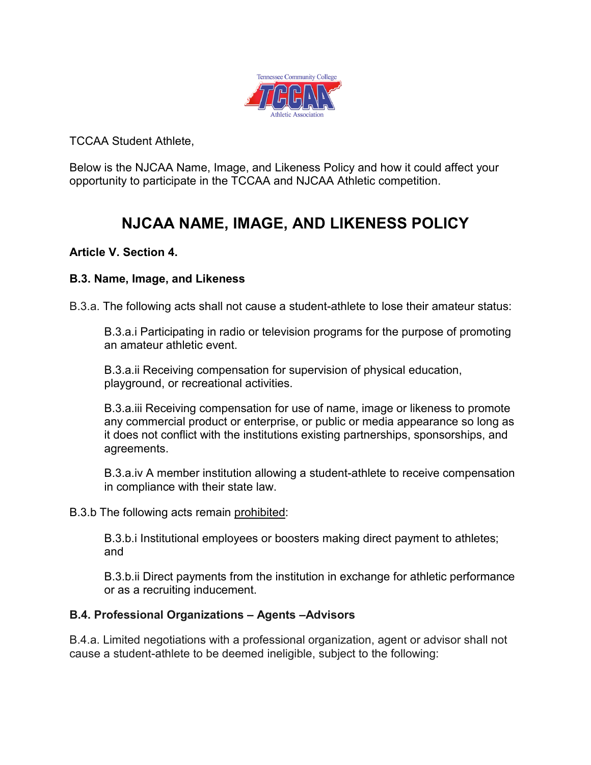TCCAA Student Athlete,

Below is the NJCAA Name, Image, and Likeness Policy and how it could affect your opportunity to participate in the TCCAA and NJCAA Athletic competition.

# NJCAA NAME, IMAGE, AND LIKENESS POLICY

**Article V. Section 4.**

**B.3. Name, Image, and Likeness**

B.3.a. The following acts shall not cause a student-athlete to lose their amateur status:

B.3.a.i Participating in radio or television programs for the purpose of promoting an amateur athletic event.

B.3.a.ii Receiving compensation for supervision of physical education, playground, or recreational activities.

B.3.a.iii Receiving compensation for use of name, image or likeness to promote any commercial product or enterprise, or public or media appearance so long as it does not conflict with the institutions existing partnerships, sponsorships, and agreements.

B.3.a.iv A member institution allowing a student-athlete to receive compensation in compliance with their state law.

B.3.b The following acts remain <u>prohibited</u>:

B.3.b.i Institutional employees or boosters making direct payment to athletes; and

B.3.b.ii Direct payments from the institution in exchange for athletic performance or as a recruiting inducement.

**B.4. Professional Organizations – Agents –Advisors**

B.4.a. Limited negotiations with a professional organization, agent or advisor shall not cause a student-athlete to be deemed ineligible, subject to the following: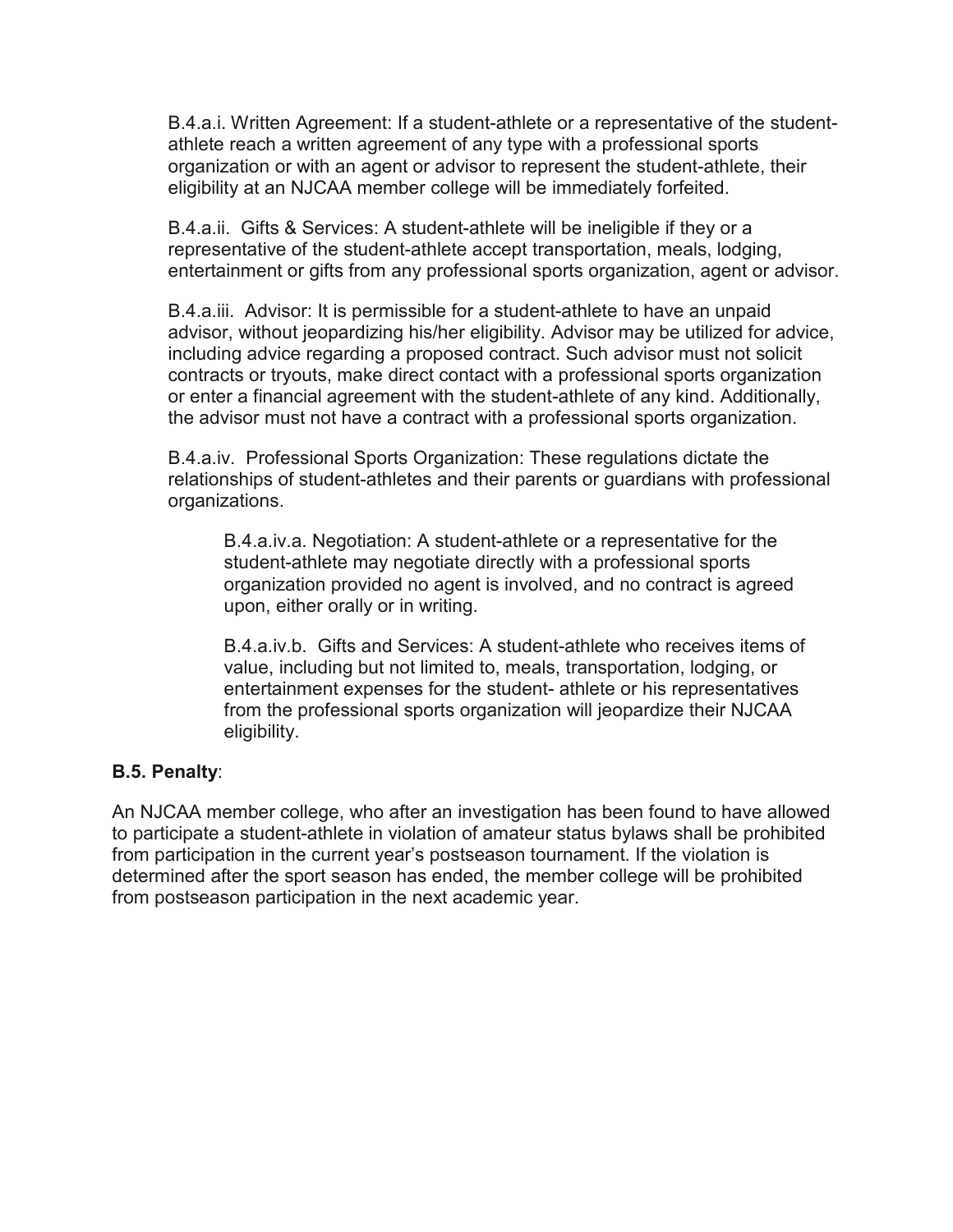B.4.a.i. Written Agreement: If a student-athlete or a representative of the student-athlete reach a written agreement of any type with a professional sports organization or with an agent or advisor to represent the student-athlete, their eligibility at an NJCAA member college will be immediately forfeited.

B.4.a.ii. Gifts & Services: A student-athlete will be ineligible if they or a representative of the student-athlete accept transportation, meals, lodging, entertainment or gifts from any professional sports organization, agent or advisor.

B.4.a.iii. Advisor: It is permissible for a student-athlete to have an unpaid advisor, without jeopardizing his/her eligibility. Advisor may be utilized for advice, including advice regarding a proposed contract. Such advisor must not solicit contracts or tryouts, make direct contact with a professional sports organization or enter a financial agreement with the student-athlete of any kind. Additionally, the advisor must not have a contract with a professional sports organization.

B.4.a.iv. Professional Sports Organization: These regulations dictate the relationships of student-athletes and their parents or guardians with professional organizations.

B.4.a.iv.a. Negotiation: A student-athlete or a representative for the student-athlete may negotiate directly with a professional sports organization provided no agent is involved, and no contract is agreed upon, either orally or in writing.

B.4.a.iv.b. Gifts and Services: A student-athlete who receives items of value, including but not limited to, meals, transportation, lodging, or entertainment expenses for the student- athlete or his representatives from the professional sports organization will jeopardize their NJCAA eligibility.

**B.5. Penalty**:

An NJCAA member college, who after an investigation has been found to have allowed to participate a student-athlete in violation of amateur status bylaws shall be prohibited from participation in the current year's postseason tournament. If the violation is determined after the sport season has ended, the member college will be prohibited from postseason participation in the next academic year.